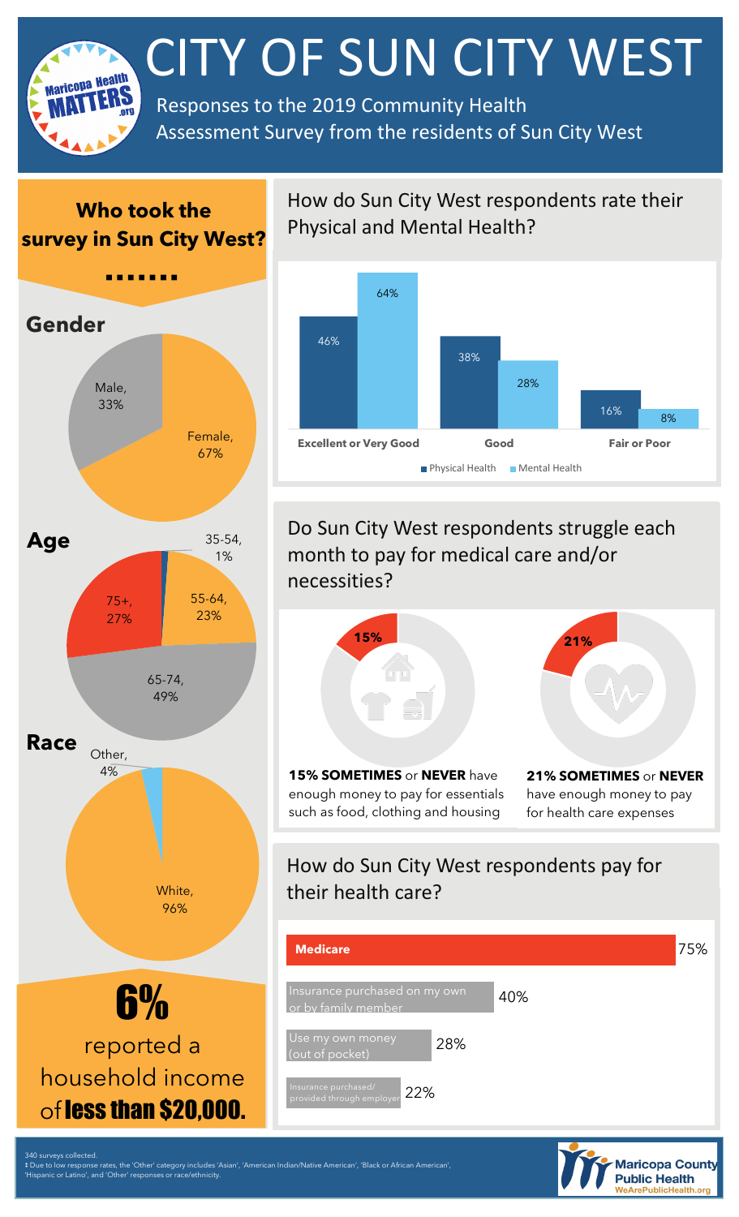# CITY OF SUN CITY WEST

Responses to the 2019 Community Health Assessment Survey from the residents of Sun City West

## Who took the survey in Sun City West?

### Gender

| Gender | Percent |
|---|---|
| Male | 33% |
| Female | 67% |

### Age

| Age | Percent |
|---|---|
| 35-54 | 1% |
| 55-64 | 23% |
| 65-74 | 49% |
| 75+ | 27% |

### Race

| Race | Percent |
|---|---|
| Other‡ | 4% |
| White | 96% |

**6%** reported a household income of **less than $20,000.**

## How do Sun City West respondents rate their Physical and Mental Health?

| Rating | Physical Health | Mental Health |
|---|---|---|
| Excellent or Very Good | 46% | 64% |
| Good | 38% | 28% |
| Fair or Poor | 16% | 8% |

## Do Sun City West respondents struggle each month to pay for medical care and/or necessities?

**15% SOMETIMES** or **NEVER** have enough money to pay for essentials such as food, clothing and housing

**21% SOMETIMES** or **NEVER** have enough money to pay for health care expenses

## How do Sun City West respondents pay for their health care?

| Payment Method | Percent |
|---|---|
| Medicare | 75% |
| Insurance purchased on my own or by family member | 40% |
| Use my own money (out of pocket) | 28% |
| Insurance purchased/ provided through employer | 22% |

340 surveys collected.

‡ Due to low response rates, the 'Other' category includes 'Asian', 'American Indian/Native American', 'Black or African American', 'Hispanic or Latino', and 'Other' responses or race/ethnicity.

Maricopa County Public Health
WeArePublicHealth.org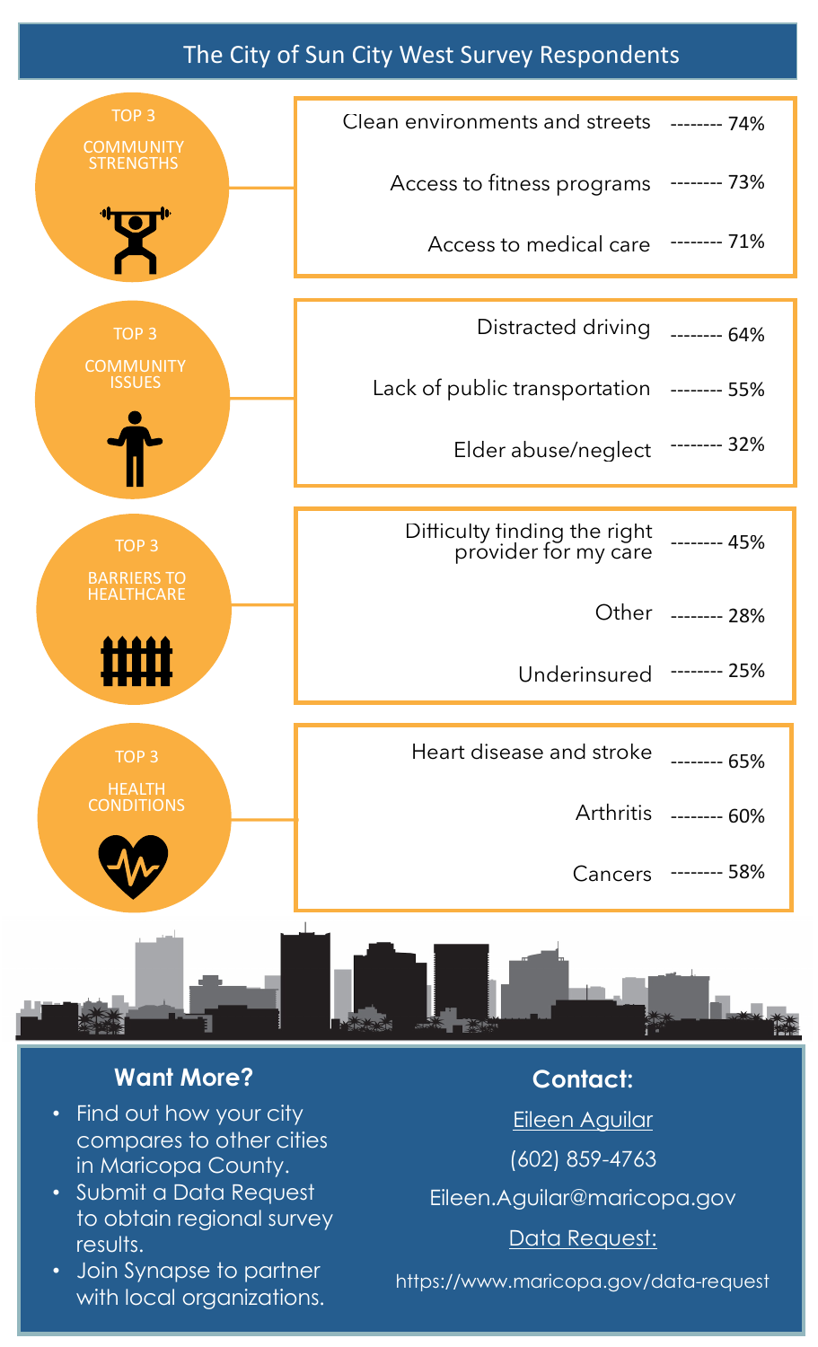# The City of Sun City West Survey Respondents

## TOP 3 COMMUNITY STRENGTHS

- Clean environments and streets -------- 74%
- Access to fitness programs -------- 73%
- Access to medical care -------- 71%

## TOP 3 COMMUNITY ISSUES

- Distracted driving -------- 64%
- Lack of public transportation -------- 55%
- Elder abuse/neglect -------- 32%

## TOP 3 BARRIERS TO HEALTHCARE

- Difficulty finding the right provider for my care -------- 45%
- Other -------- 28%
- Underinsured -------- 25%

## TOP 3 HEALTH CONDITIONS

- Heart disease and stroke -------- 65%
- Arthritis -------- 60%
- Cancers -------- 58%

## Want More?

- Find out how your city compares to other cities in Maricopa County.
- Submit a Data Request to obtain regional survey results.
- Join Synapse to partner with local organizations.

## Contact:

Eileen Aguilar

(602) 859-4763

Eileen.Aguilar@maricopa.gov

Data Request:

https://www.maricopa.gov/data-request